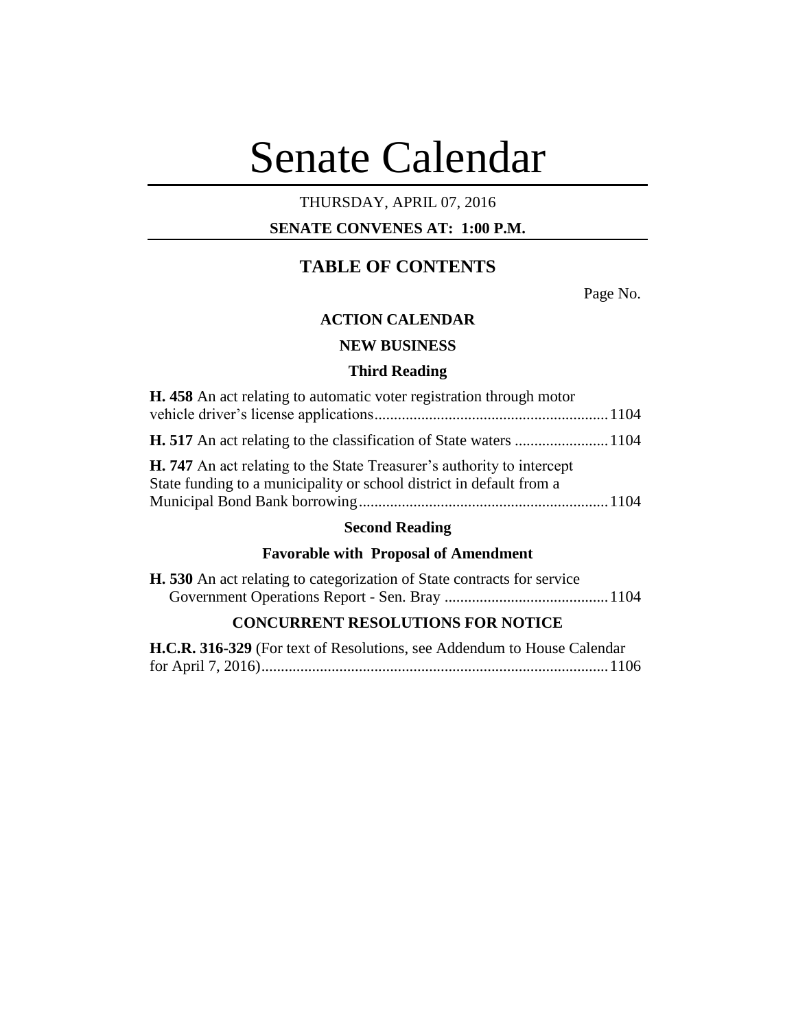# Senate Calendar

THURSDAY, APRIL 07, 2016

**SENATE CONVENES AT: 1:00 P.M.**

## TABLE OF CONTENTS

Page No.

### ACTION CALENDAR

### NEW BUSINESS

#### Third Reading

**H. 458** An act relating to automatic voter registration through motor vehicle driver's license applications............................................................1104

**H. 517** An act relating to the classification of State waters ........................1104

**H. 747** An act relating to the State Treasurer's authority to intercept State funding to a municipality or school district in default from a Municipal Bond Bank borrowing................................................................1104

#### Second Reading

#### Favorable with Proposal of Amendment

**H. 530** An act relating to categorization of State contracts for service Government Operations Report - Sen. Bray ..........................................1104

### CONCURRENT RESOLUTIONS FOR NOTICE

**H.C.R. 316-329** (For text of Resolutions, see Addendum to House Calendar for April 7, 2016).........................................................................................1106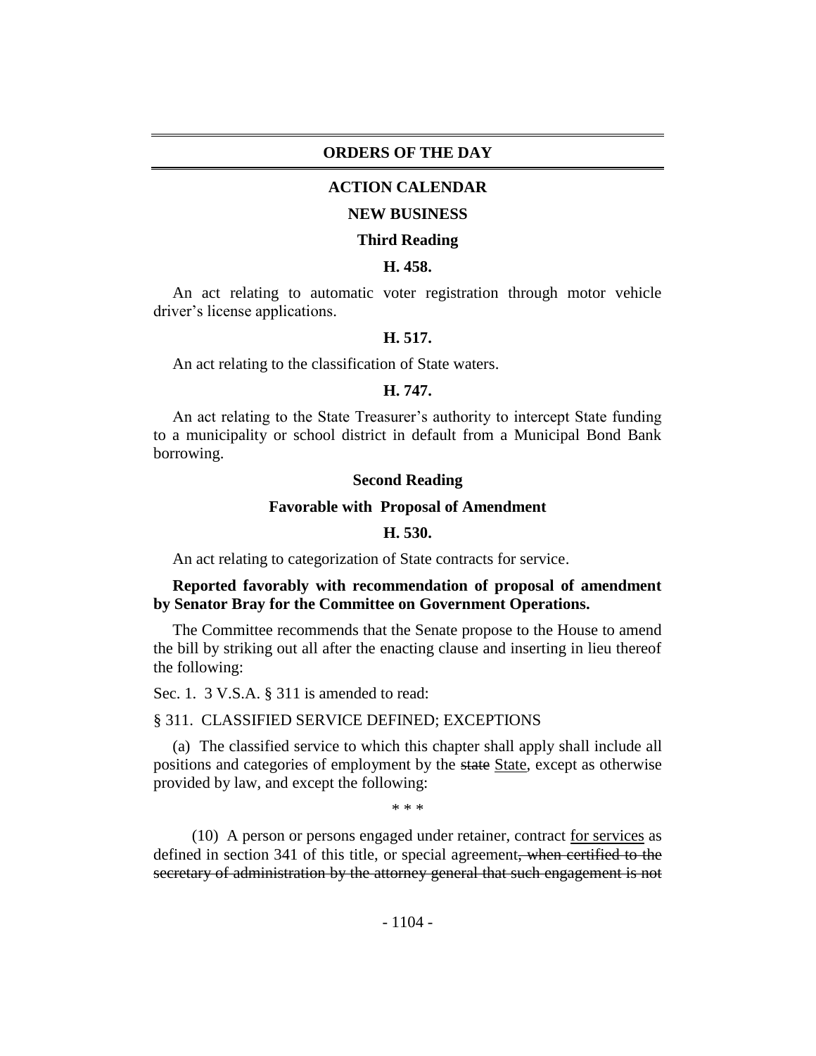# ORDERS OF THE DAY

## ACTION CALENDAR

### NEW BUSINESS

#### Third Reading

**H. 458.**

An act relating to automatic voter registration through motor vehicle driver's license applications.

**H. 517.**

An act relating to the classification of State waters.

**H. 747.**

An act relating to the State Treasurer's authority to intercept State funding to a municipality or school district in default from a Municipal Bond Bank borrowing.

#### Second Reading

**Favorable with Proposal of Amendment**

**H. 530.**

An act relating to categorization of State contracts for service.

**Reported favorably with recommendation of proposal of amendment by Senator Bray for the Committee on Government Operations.**

The Committee recommends that the Senate propose to the House to amend the bill by striking out all after the enacting clause and inserting in lieu thereof the following:

Sec. 1. 3 V.S.A. § 311 is amended to read:

§ 311. CLASSIFIED SERVICE DEFINED; EXCEPTIONS

(a) The classified service to which this chapter shall apply shall include all positions and categories of employment by the ~~state~~ State, except as otherwise provided by law, and except the following:

\* \* \*

(10) A person or persons engaged under retainer, contract for services as defined in section 341 of this title, or special agreement~~, when certified to the secretary of administration by the attorney general that such engagement is not~~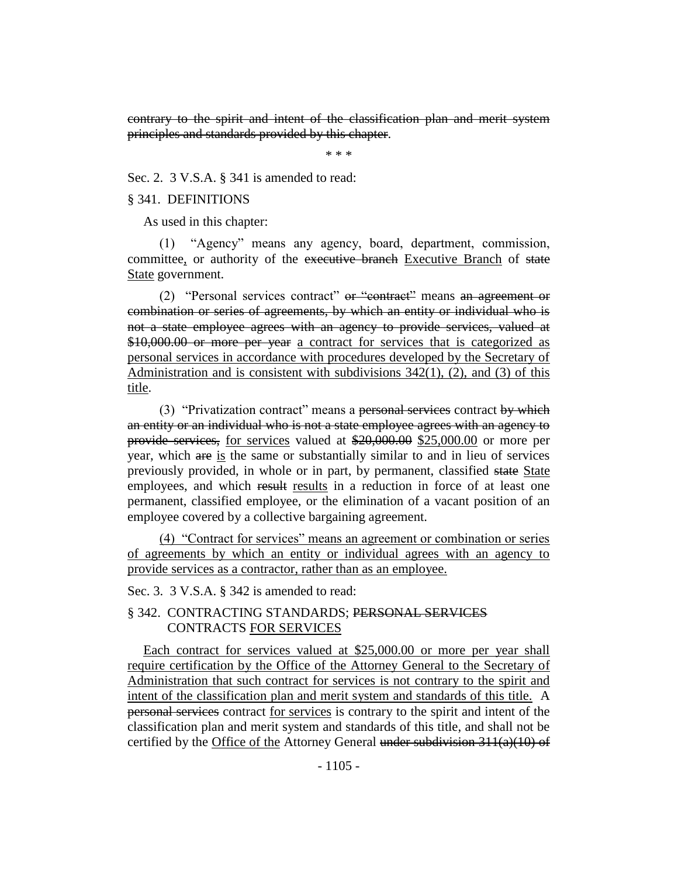~~contrary to the spirit and intent of the classification plan and merit system principles and standards provided by this chapter~~.

\* \* \*

Sec. 2. 3 V.S.A. § 341 is amended to read:

§ 341. DEFINITIONS

As used in this chapter:

(1) "Agency" means any agency, board, department, commission, committee, or authority of the ~~executive branch~~ Executive Branch of ~~state~~ State government.

(2) "Personal services contract" ~~or "contract"~~ means ~~an agreement or combination or series of agreements, by which an entity or individual who is not a state employee agrees with an agency to provide services, valued at \$10,000.00 or more per year~~ a contract for services that is categorized as personal services in accordance with procedures developed by the Secretary of Administration and is consistent with subdivisions 342(1), (2), and (3) of this title.

(3) "Privatization contract" means a ~~personal services~~ contract ~~by which an entity or an individual who is not a state employee agrees with an agency to provide services,~~ for services valued at ~~\$20,000.00~~ \$25,000.00 or more per year, which ~~are~~ is the same or substantially similar to and in lieu of services previously provided, in whole or in part, by permanent, classified ~~state~~ State employees, and which ~~result~~ results in a reduction in force of at least one permanent, classified employee, or the elimination of a vacant position of an employee covered by a collective bargaining agreement.

(4) "Contract for services" means an agreement or combination or series of agreements by which an entity or individual agrees with an agency to provide services as a contractor, rather than as an employee.

Sec. 3. 3 V.S.A. § 342 is amended to read:

§ 342. CONTRACTING STANDARDS; ~~PERSONAL SERVICES~~ CONTRACTS FOR SERVICES

Each contract for services valued at \$25,000.00 or more per year shall require certification by the Office of the Attorney General to the Secretary of Administration that such contract for services is not contrary to the spirit and intent of the classification plan and merit system and standards of this title. A ~~personal services~~ contract for services is contrary to the spirit and intent of the classification plan and merit system and standards of this title, and shall not be certified by the Office of the Attorney General ~~under subdivision 311(a)(10) of~~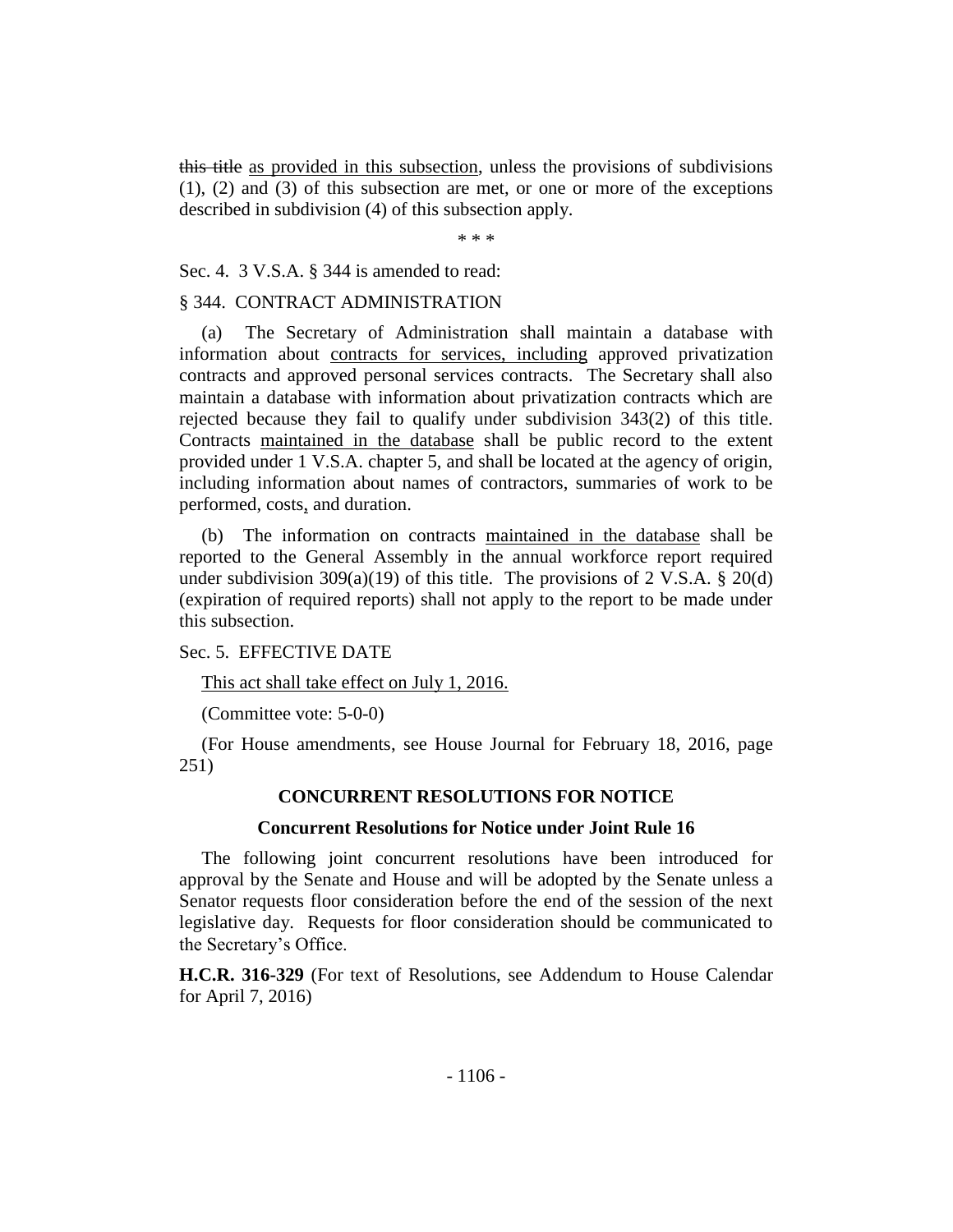~~this title~~ <u>as provided in this subsection</u>, unless the provisions of subdivisions (1), (2) and (3) of this subsection are met, or one or more of the exceptions described in subdivision (4) of this subsection apply.

\* \* \*

Sec. 4. 3 V.S.A. § 344 is amended to read:

§ 344. CONTRACT ADMINISTRATION

(a) The Secretary of Administration shall maintain a database with information about <u>contracts for services, including</u> approved privatization contracts and approved personal services contracts. The Secretary shall also maintain a database with information about privatization contracts which are rejected because they fail to qualify under subdivision 343(2) of this title. Contracts <u>maintained in the database</u> shall be public record to the extent provided under 1 V.S.A. chapter 5, and shall be located at the agency of origin, including information about names of contractors, summaries of work to be performed, costs<u>,</u> and duration.

(b) The information on contracts <u>maintained in the database</u> shall be reported to the General Assembly in the annual workforce report required under subdivision 309(a)(19) of this title. The provisions of 2 V.S.A. § 20(d) (expiration of required reports) shall not apply to the report to be made under this subsection.

Sec. 5. EFFECTIVE DATE

<u>This act shall take effect on July 1, 2016.</u>

(Committee vote: 5-0-0)

(For House amendments, see House Journal for February 18, 2016, page 251)

## CONCURRENT RESOLUTIONS FOR NOTICE

### Concurrent Resolutions for Notice under Joint Rule 16

The following joint concurrent resolutions have been introduced for approval by the Senate and House and will be adopted by the Senate unless a Senator requests floor consideration before the end of the session of the next legislative day. Requests for floor consideration should be communicated to the Secretary's Office.

**H.C.R. 316-329** (For text of Resolutions, see Addendum to House Calendar for April 7, 2016)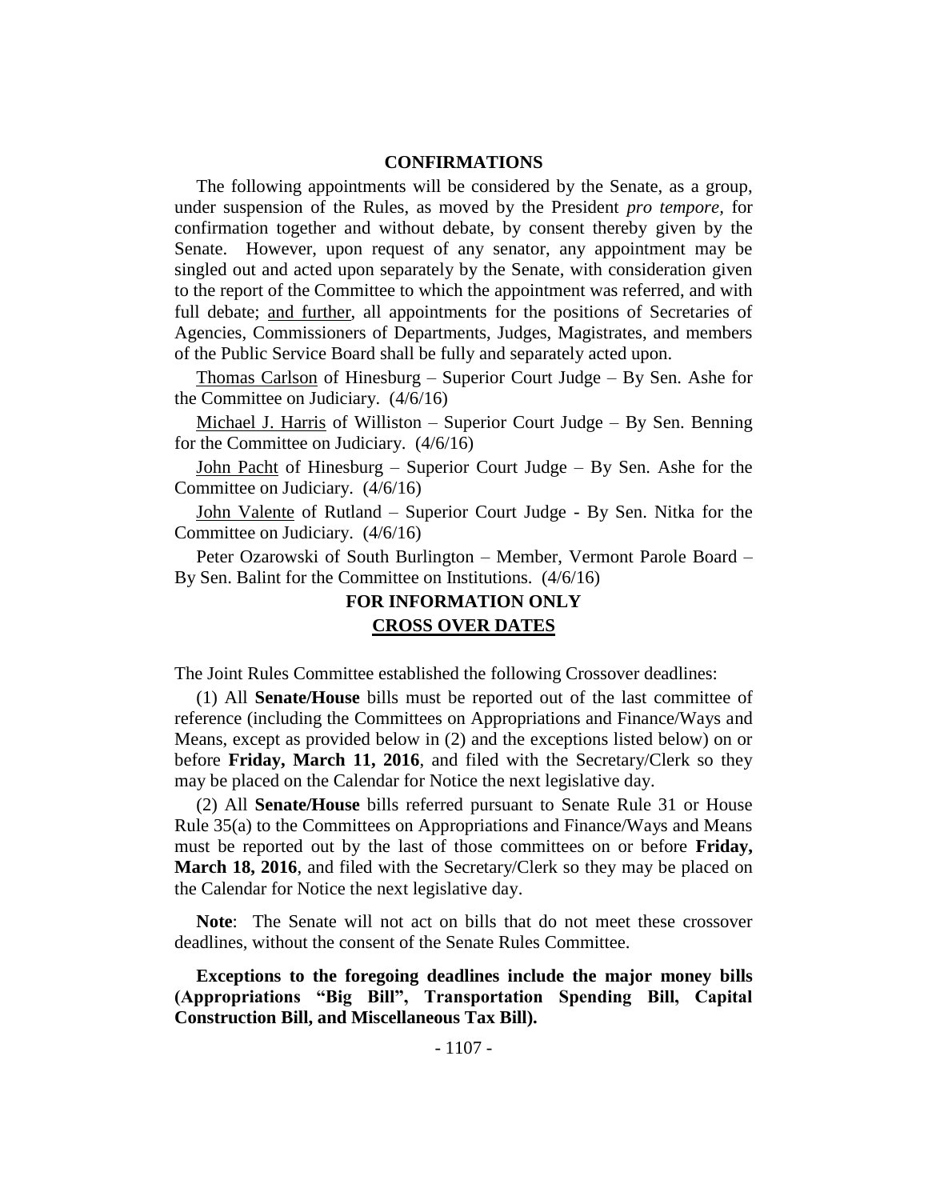## CONFIRMATIONS

The following appointments will be considered by the Senate, as a group, under suspension of the Rules, as moved by the President *pro tempore,* for confirmation together and without debate, by consent thereby given by the Senate. However, upon request of any senator, any appointment may be singled out and acted upon separately by the Senate, with consideration given to the report of the Committee to which the appointment was referred, and with full debate; and further, all appointments for the positions of Secretaries of Agencies, Commissioners of Departments, Judges, Magistrates, and members of the Public Service Board shall be fully and separately acted upon.

Thomas Carlson of Hinesburg – Superior Court Judge – By Sen. Ashe for the Committee on Judiciary. (4/6/16)

Michael J. Harris of Williston – Superior Court Judge – By Sen. Benning for the Committee on Judiciary. (4/6/16)

John Pacht of Hinesburg – Superior Court Judge – By Sen. Ashe for the Committee on Judiciary. (4/6/16)

John Valente of Rutland – Superior Court Judge - By Sen. Nitka for the Committee on Judiciary. (4/6/16)

Peter Ozarowski of South Burlington – Member, Vermont Parole Board – By Sen. Balint for the Committee on Institutions. (4/6/16)

## FOR INFORMATION ONLY

## CROSS OVER DATES

The Joint Rules Committee established the following Crossover deadlines:

(1) All **Senate/House** bills must be reported out of the last committee of reference (including the Committees on Appropriations and Finance/Ways and Means, except as provided below in (2) and the exceptions listed below) on or before **Friday, March 11, 2016**, and filed with the Secretary/Clerk so they may be placed on the Calendar for Notice the next legislative day.

(2) All **Senate/House** bills referred pursuant to Senate Rule 31 or House Rule 35(a) to the Committees on Appropriations and Finance/Ways and Means must be reported out by the last of those committees on or before **Friday, March 18, 2016**, and filed with the Secretary/Clerk so they may be placed on the Calendar for Notice the next legislative day.

**Note**: The Senate will not act on bills that do not meet these crossover deadlines, without the consent of the Senate Rules Committee.

**Exceptions to the foregoing deadlines include the major money bills (Appropriations "Big Bill", Transportation Spending Bill, Capital Construction Bill, and Miscellaneous Tax Bill).**